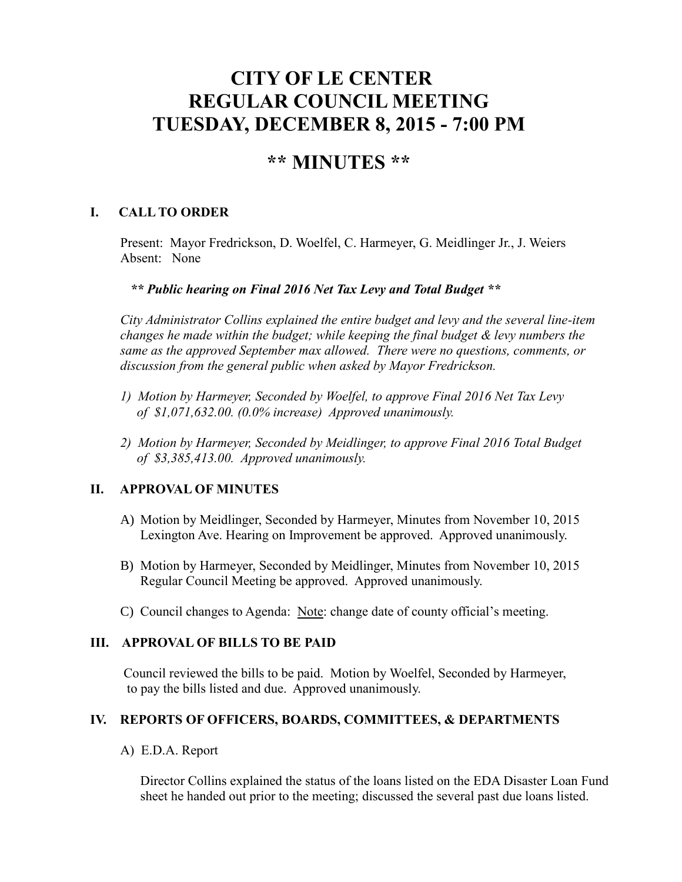# CITY OF LE CENTER
# REGULAR COUNCIL MEETING
# TUESDAY, DECEMBER 8, 2015 - 7:00 PM

## ** MINUTES **

### I. CALL TO ORDER

Present: Mayor Fredrickson, D. Woelfel, C. Harmeyer, G. Meidlinger Jr., J. Weiers
Absent: None

***** Public hearing on Final 2016 Net Tax Levy and Total Budget *****

*City Administrator Collins explained the entire budget and levy and the several line-item changes he made within the budget; while keeping the final budget & levy numbers the same as the approved September max allowed. There were no questions, comments, or discussion from the general public when asked by Mayor Fredrickson.*

1) *Motion by Harmeyer, Seconded by Woelfel, to approve Final 2016 Net Tax Levy of $1,071,632.00. (0.0% increase) Approved unanimously.*

2) *Motion by Harmeyer, Seconded by Meidlinger, to approve Final 2016 Total Budget of $3,385,413.00. Approved unanimously.*

### II. APPROVAL OF MINUTES

A) Motion by Meidlinger, Seconded by Harmeyer, Minutes from November 10, 2015 Lexington Ave. Hearing on Improvement be approved. Approved unanimously.

B) Motion by Harmeyer, Seconded by Meidlinger, Minutes from November 10, 2015 Regular Council Meeting be approved. Approved unanimously.

C) Council changes to Agenda: Note: change date of county official's meeting.

### III. APPROVAL OF BILLS TO BE PAID

Council reviewed the bills to be paid. Motion by Woelfel, Seconded by Harmeyer, to pay the bills listed and due. Approved unanimously.

### IV. REPORTS OF OFFICERS, BOARDS, COMMITTEES, & DEPARTMENTS

A) E.D.A. Report

Director Collins explained the status of the loans listed on the EDA Disaster Loan Fund sheet he handed out prior to the meeting; discussed the several past due loans listed.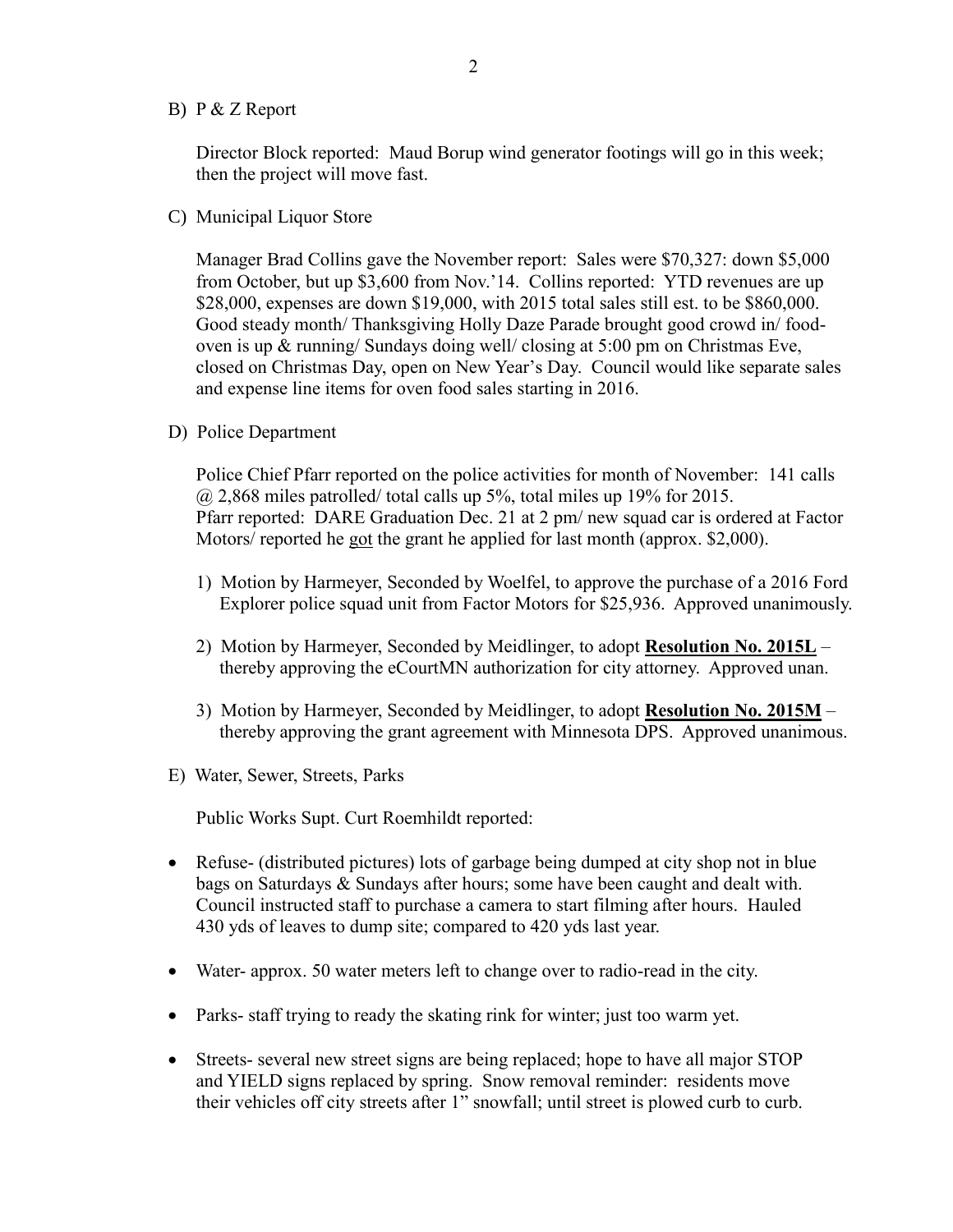B) P & Z Report

Director Block reported: Maud Borup wind generator footings will go in this week; then the project will move fast.

C) Municipal Liquor Store

Manager Brad Collins gave the November report: Sales were $70,327: down $5,000 from October, but up $3,600 from Nov.'14. Collins reported: YTD revenues are up $28,000, expenses are down $19,000, with 2015 total sales still est. to be $860,000. Good steady month/ Thanksgiving Holly Daze Parade brought good crowd in/ food-oven is up & running/ Sundays doing well/ closing at 5:00 pm on Christmas Eve, closed on Christmas Day, open on New Year's Day. Council would like separate sales and expense line items for oven food sales starting in 2016.

D) Police Department

Police Chief Pfarr reported on the police activities for month of November: 141 calls @ 2,868 miles patrolled/ total calls up 5%, total miles up 19% for 2015. Pfarr reported: DARE Graduation Dec. 21 at 2 pm/ new squad car is ordered at Factor Motors/ reported he <u>got</u> the grant he applied for last month (approx. $2,000).

1) Motion by Harmeyer, Seconded by Woelfel, to approve the purchase of a 2016 Ford Explorer police squad unit from Factor Motors for $25,936. Approved unanimously.

2) Motion by Harmeyer, Seconded by Meidlinger, to adopt **<u>Resolution No. 2015L</u>** – thereby approving the eCourtMN authorization for city attorney. Approved unan.

3) Motion by Harmeyer, Seconded by Meidlinger, to adopt **<u>Resolution No. 2015M</u>** – thereby approving the grant agreement with Minnesota DPS. Approved unanimous.

E) Water, Sewer, Streets, Parks

Public Works Supt. Curt Roemhildt reported:

- Refuse- (distributed pictures) lots of garbage being dumped at city shop not in blue bags on Saturdays & Sundays after hours; some have been caught and dealt with. Council instructed staff to purchase a camera to start filming after hours. Hauled 430 yds of leaves to dump site; compared to 420 yds last year.
- Water- approx. 50 water meters left to change over to radio-read in the city.
- Parks- staff trying to ready the skating rink for winter; just too warm yet.
- Streets- several new street signs are being replaced; hope to have all major STOP and YIELD signs replaced by spring. Snow removal reminder: residents move their vehicles off city streets after 1" snowfall; until street is plowed curb to curb.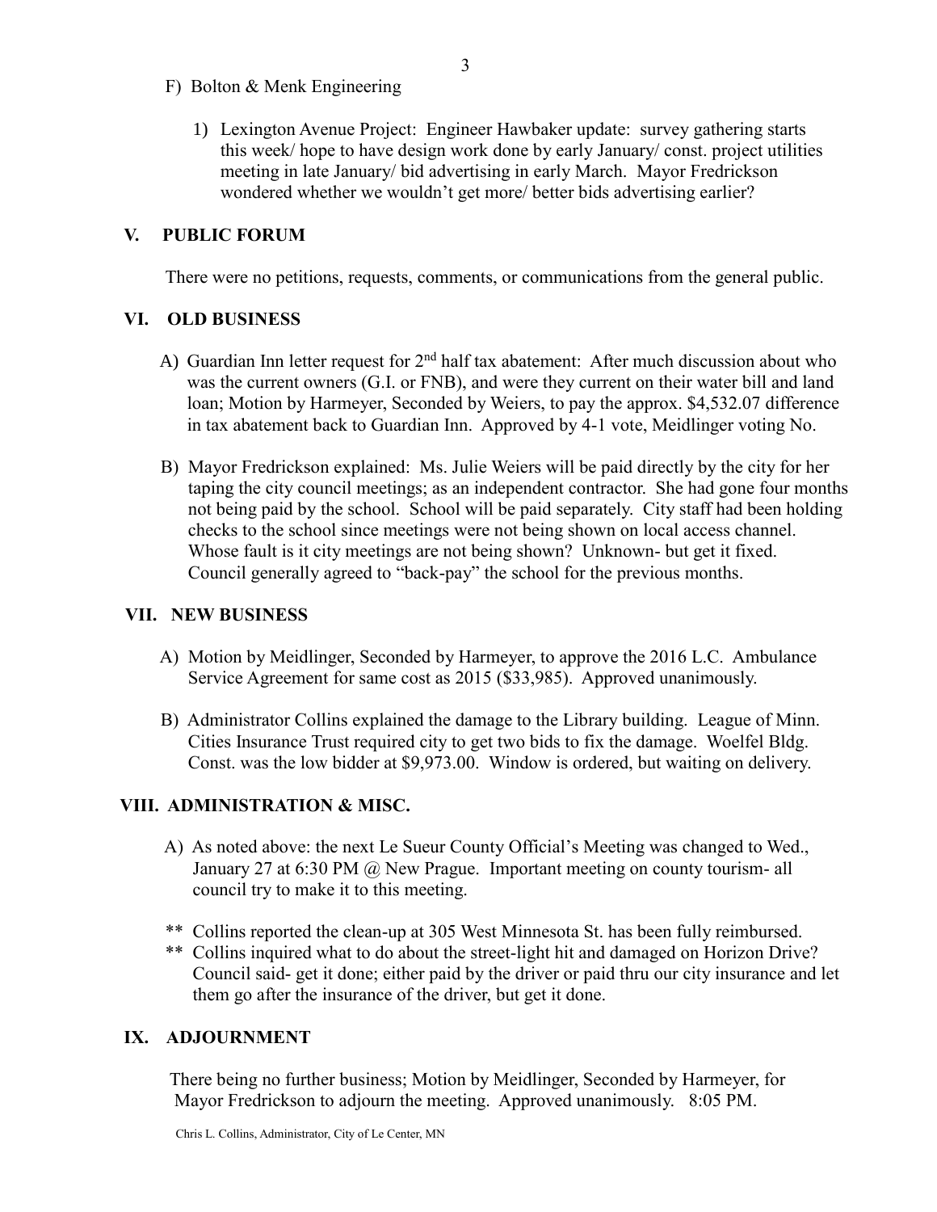F) Bolton & Menk Engineering

1) Lexington Avenue Project: Engineer Hawbaker update: survey gathering starts this week/ hope to have design work done by early January/ const. project utilities meeting in late January/ bid advertising in early March. Mayor Fredrickson wondered whether we wouldn't get more/ better bids advertising earlier?

## V. PUBLIC FORUM

There were no petitions, requests, comments, or communications from the general public.

## VI. OLD BUSINESS

A) Guardian Inn letter request for 2nd half tax abatement: After much discussion about who was the current owners (G.I. or FNB), and were they current on their water bill and land loan; Motion by Harmeyer, Seconded by Weiers, to pay the approx. $4,532.07 difference in tax abatement back to Guardian Inn. Approved by 4-1 vote, Meidlinger voting No.

B) Mayor Fredrickson explained: Ms. Julie Weiers will be paid directly by the city for her taping the city council meetings; as an independent contractor. She had gone four months not being paid by the school. School will be paid separately. City staff had been holding checks to the school since meetings were not being shown on local access channel. Whose fault is it city meetings are not being shown? Unknown- but get it fixed. Council generally agreed to "back-pay" the school for the previous months.

## VII. NEW BUSINESS

A) Motion by Meidlinger, Seconded by Harmeyer, to approve the 2016 L.C. Ambulance Service Agreement for same cost as 2015 ($33,985). Approved unanimously.

B) Administrator Collins explained the damage to the Library building. League of Minn. Cities Insurance Trust required city to get two bids to fix the damage. Woelfel Bldg. Const. was the low bidder at $9,973.00. Window is ordered, but waiting on delivery.

## VIII. ADMINISTRATION & MISC.

A) As noted above: the next Le Sueur County Official's Meeting was changed to Wed., January 27 at 6:30 PM @ New Prague. Important meeting on county tourism- all council try to make it to this meeting.

** Collins reported the clean-up at 305 West Minnesota St. has been fully reimbursed.

** Collins inquired what to do about the street-light hit and damaged on Horizon Drive? Council said- get it done; either paid by the driver or paid thru our city insurance and let them go after the insurance of the driver, but get it done.

## IX. ADJOURNMENT

There being no further business; Motion by Meidlinger, Seconded by Harmeyer, for Mayor Fredrickson to adjourn the meeting. Approved unanimously. 8:05 PM.

Chris L. Collins, Administrator, City of Le Center, MN